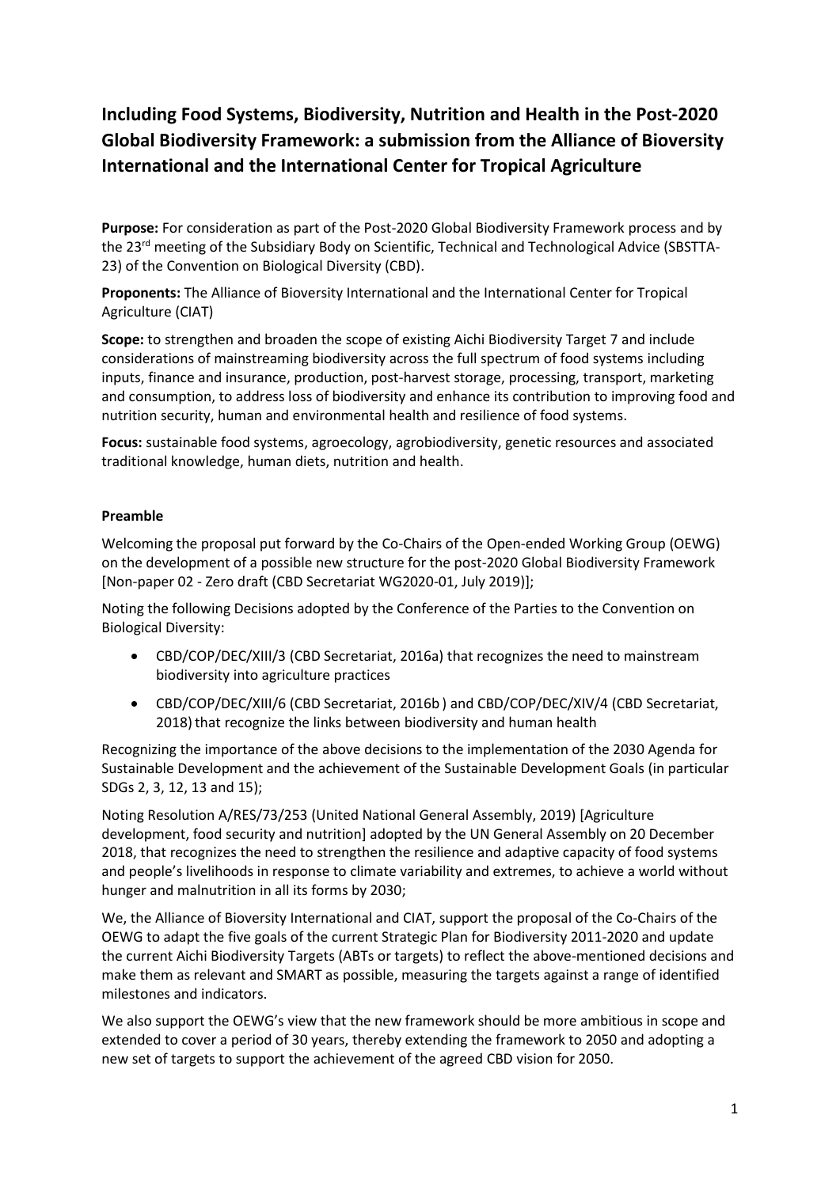# Including Food Systems, Biodiversity, Nutrition and Health in the Post-2020 Global Biodiversity Framework: a submission from the Alliance of Bioversity International and the International Center for Tropical Agriculture

**Purpose:** For consideration as part of the Post-2020 Global Biodiversity Framework process and by the 23rd meeting of the Subsidiary Body on Scientific, Technical and Technological Advice (SBSTTA-23) of the Convention on Biological Diversity (CBD).

**Proponents:** The Alliance of Bioversity International and the International Center for Tropical Agriculture (CIAT)

**Scope:** to strengthen and broaden the scope of existing Aichi Biodiversity Target 7 and include considerations of mainstreaming biodiversity across the full spectrum of food systems including inputs, finance and insurance, production, post-harvest storage, processing, transport, marketing and consumption, to address loss of biodiversity and enhance its contribution to improving food and nutrition security, human and environmental health and resilience of food systems.

**Focus:** sustainable food systems, agroecology, agrobiodiversity, genetic resources and associated traditional knowledge, human diets, nutrition and health.

**Preamble**

Welcoming the proposal put forward by the Co-Chairs of the Open-ended Working Group (OEWG) on the development of a possible new structure for the post-2020 Global Biodiversity Framework [Non-paper 02 - Zero draft (CBD Secretariat WG2020-01, July 2019)];

Noting the following Decisions adopted by the Conference of the Parties to the Convention on Biological Diversity:

- CBD/COP/DEC/XIII/3 (CBD Secretariat, 2016a) that recognizes the need to mainstream biodiversity into agriculture practices
- CBD/COP/DEC/XIII/6 (CBD Secretariat, 2016b ) and CBD/COP/DEC/XIV/4 (CBD Secretariat, 2018) that recognize the links between biodiversity and human health

Recognizing the importance of the above decisions to the implementation of the 2030 Agenda for Sustainable Development and the achievement of the Sustainable Development Goals (in particular SDGs 2, 3, 12, 13 and 15);

Noting Resolution A/RES/73/253 (United National General Assembly, 2019) [Agriculture development, food security and nutrition] adopted by the UN General Assembly on 20 December 2018, that recognizes the need to strengthen the resilience and adaptive capacity of food systems and people's livelihoods in response to climate variability and extremes, to achieve a world without hunger and malnutrition in all its forms by 2030;

We, the Alliance of Bioversity International and CIAT, support the proposal of the Co-Chairs of the OEWG to adapt the five goals of the current Strategic Plan for Biodiversity 2011-2020 and update the current Aichi Biodiversity Targets (ABTs or targets) to reflect the above-mentioned decisions and make them as relevant and SMART as possible, measuring the targets against a range of identified milestones and indicators.

We also support the OEWG's view that the new framework should be more ambitious in scope and extended to cover a period of 30 years, thereby extending the framework to 2050 and adopting a new set of targets to support the achievement of the agreed CBD vision for 2050.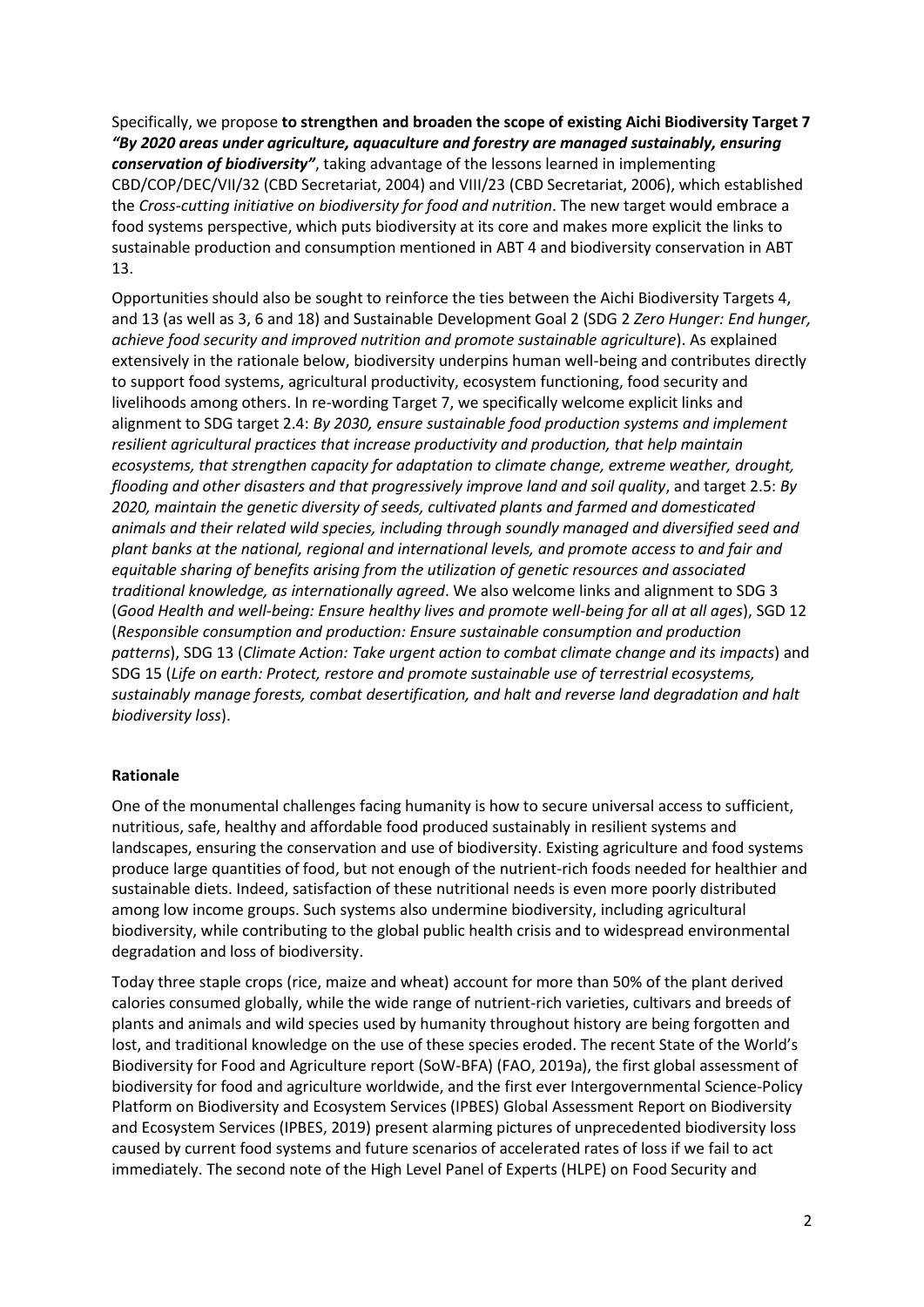Specifically, we propose **to strengthen and broaden the scope of existing Aichi Biodiversity Target 7 *"By 2020 areas under agriculture, aquaculture and forestry are managed sustainably, ensuring conservation of biodiversity"***, taking advantage of the lessons learned in implementing CBD/COP/DEC/VII/32 (CBD Secretariat, 2004) and VIII/23 (CBD Secretariat, 2006), which established the *Cross-cutting initiative on biodiversity for food and nutrition*. The new target would embrace a food systems perspective, which puts biodiversity at its core and makes more explicit the links to sustainable production and consumption mentioned in ABT 4 and biodiversity conservation in ABT 13.

Opportunities should also be sought to reinforce the ties between the Aichi Biodiversity Targets 4, and 13 (as well as 3, 6 and 18) and Sustainable Development Goal 2 (SDG 2 *Zero Hunger: End hunger, achieve food security and improved nutrition and promote sustainable agriculture*). As explained extensively in the rationale below, biodiversity underpins human well-being and contributes directly to support food systems, agricultural productivity, ecosystem functioning, food security and livelihoods among others. In re-wording Target 7, we specifically welcome explicit links and alignment to SDG target 2.4: *By 2030, ensure sustainable food production systems and implement resilient agricultural practices that increase productivity and production, that help maintain ecosystems, that strengthen capacity for adaptation to climate change, extreme weather, drought, flooding and other disasters and that progressively improve land and soil quality*, and target 2.5: *By 2020, maintain the genetic diversity of seeds, cultivated plants and farmed and domesticated animals and their related wild species, including through soundly managed and diversified seed and plant banks at the national, regional and international levels, and promote access to and fair and equitable sharing of benefits arising from the utilization of genetic resources and associated traditional knowledge, as internationally agreed*. We also welcome links and alignment to SDG 3 (*Good Health and well-being: Ensure healthy lives and promote well-being for all at all ages*), SGD 12 (*Responsible consumption and production: Ensure sustainable consumption and production patterns*), SDG 13 (*Climate Action: Take urgent action to combat climate change and its impacts*) and SDG 15 (*Life on earth: Protect, restore and promote sustainable use of terrestrial ecosystems, sustainably manage forests, combat desertification, and halt and reverse land degradation and halt biodiversity loss*).

**Rationale**

One of the monumental challenges facing humanity is how to secure universal access to sufficient, nutritious, safe, healthy and affordable food produced sustainably in resilient systems and landscapes, ensuring the conservation and use of biodiversity. Existing agriculture and food systems produce large quantities of food, but not enough of the nutrient-rich foods needed for healthier and sustainable diets. Indeed, satisfaction of these nutritional needs is even more poorly distributed among low income groups. Such systems also undermine biodiversity, including agricultural biodiversity, while contributing to the global public health crisis and to widespread environmental degradation and loss of biodiversity.

Today three staple crops (rice, maize and wheat) account for more than 50% of the plant derived calories consumed globally, while the wide range of nutrient-rich varieties, cultivars and breeds of plants and animals and wild species used by humanity throughout history are being forgotten and lost, and traditional knowledge on the use of these species eroded. The recent State of the World's Biodiversity for Food and Agriculture report (SoW-BFA) (FAO, 2019a), the first global assessment of biodiversity for food and agriculture worldwide, and the first ever Intergovernmental Science-Policy Platform on Biodiversity and Ecosystem Services (IPBES) Global Assessment Report on Biodiversity and Ecosystem Services (IPBES, 2019) present alarming pictures of unprecedented biodiversity loss caused by current food systems and future scenarios of accelerated rates of loss if we fail to act immediately. The second note of the High Level Panel of Experts (HLPE) on Food Security and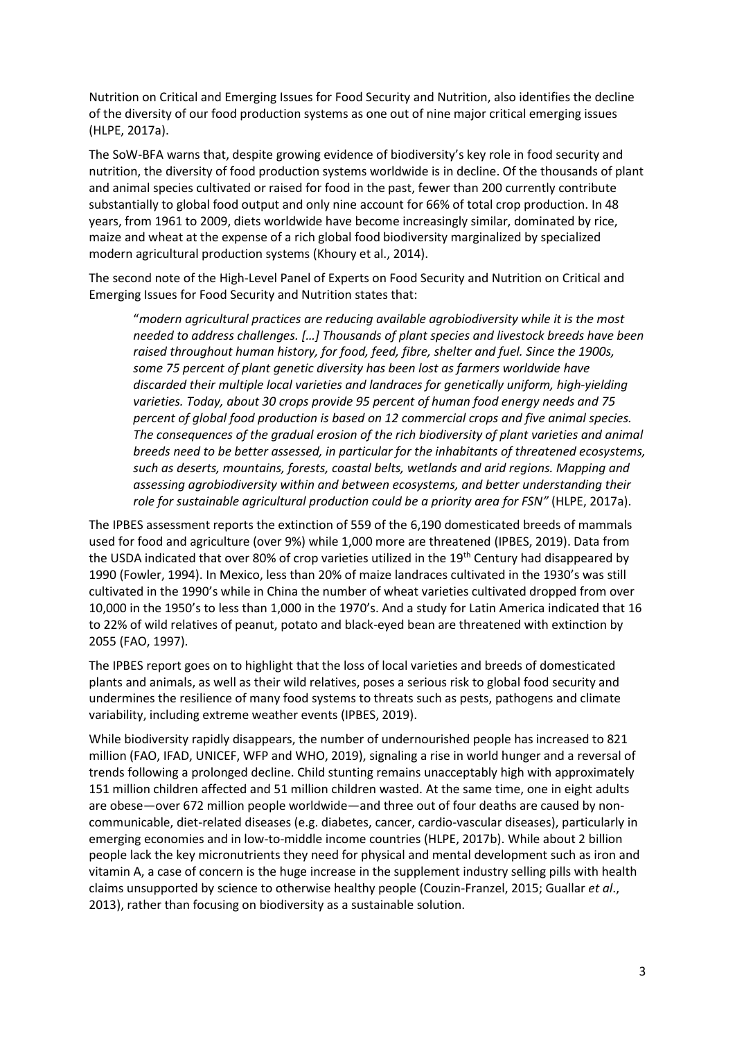Nutrition on Critical and Emerging Issues for Food Security and Nutrition, also identifies the decline of the diversity of our food production systems as one out of nine major critical emerging issues (HLPE, 2017a).

The SoW-BFA warns that, despite growing evidence of biodiversity's key role in food security and nutrition, the diversity of food production systems worldwide is in decline. Of the thousands of plant and animal species cultivated or raised for food in the past, fewer than 200 currently contribute substantially to global food output and only nine account for 66% of total crop production. In 48 years, from 1961 to 2009, diets worldwide have become increasingly similar, dominated by rice, maize and wheat at the expense of a rich global food biodiversity marginalized by specialized modern agricultural production systems (Khoury et al., 2014).

The second note of the High-Level Panel of Experts on Food Security and Nutrition on Critical and Emerging Issues for Food Security and Nutrition states that:

> "*modern agricultural practices are reducing available agrobiodiversity while it is the most needed to address challenges. […] Thousands of plant species and livestock breeds have been raised throughout human history, for food, feed, fibre, shelter and fuel. Since the 1900s, some 75 percent of plant genetic diversity has been lost as farmers worldwide have discarded their multiple local varieties and landraces for genetically uniform, high-yielding varieties. Today, about 30 crops provide 95 percent of human food energy needs and 75 percent of global food production is based on 12 commercial crops and five animal species. The consequences of the gradual erosion of the rich biodiversity of plant varieties and animal breeds need to be better assessed, in particular for the inhabitants of threatened ecosystems, such as deserts, mountains, forests, coastal belts, wetlands and arid regions. Mapping and assessing agrobiodiversity within and between ecosystems, and better understanding their role for sustainable agricultural production could be a priority area for FSN"* (HLPE, 2017a).

The IPBES assessment reports the extinction of 559 of the 6,190 domesticated breeds of mammals used for food and agriculture (over 9%) while 1,000 more are threatened (IPBES, 2019). Data from the USDA indicated that over 80% of crop varieties utilized in the 19th Century had disappeared by 1990 (Fowler, 1994). In Mexico, less than 20% of maize landraces cultivated in the 1930's was still cultivated in the 1990's while in China the number of wheat varieties cultivated dropped from over 10,000 in the 1950's to less than 1,000 in the 1970's. And a study for Latin America indicated that 16 to 22% of wild relatives of peanut, potato and black-eyed bean are threatened with extinction by 2055 (FAO, 1997).

The IPBES report goes on to highlight that the loss of local varieties and breeds of domesticated plants and animals, as well as their wild relatives, poses a serious risk to global food security and undermines the resilience of many food systems to threats such as pests, pathogens and climate variability, including extreme weather events (IPBES, 2019).

While biodiversity rapidly disappears, the number of undernourished people has increased to 821 million (FAO, IFAD, UNICEF, WFP and WHO, 2019), signaling a rise in world hunger and a reversal of trends following a prolonged decline. Child stunting remains unacceptably high with approximately 151 million children affected and 51 million children wasted. At the same time, one in eight adults are obese—over 672 million people worldwide—and three out of four deaths are caused by non-communicable, diet-related diseases (e.g. diabetes, cancer, cardio-vascular diseases), particularly in emerging economies and in low-to-middle income countries (HLPE, 2017b). While about 2 billion people lack the key micronutrients they need for physical and mental development such as iron and vitamin A, a case of concern is the huge increase in the supplement industry selling pills with health claims unsupported by science to otherwise healthy people (Couzin-Franzel, 2015; Guallar *et al*., 2013), rather than focusing on biodiversity as a sustainable solution.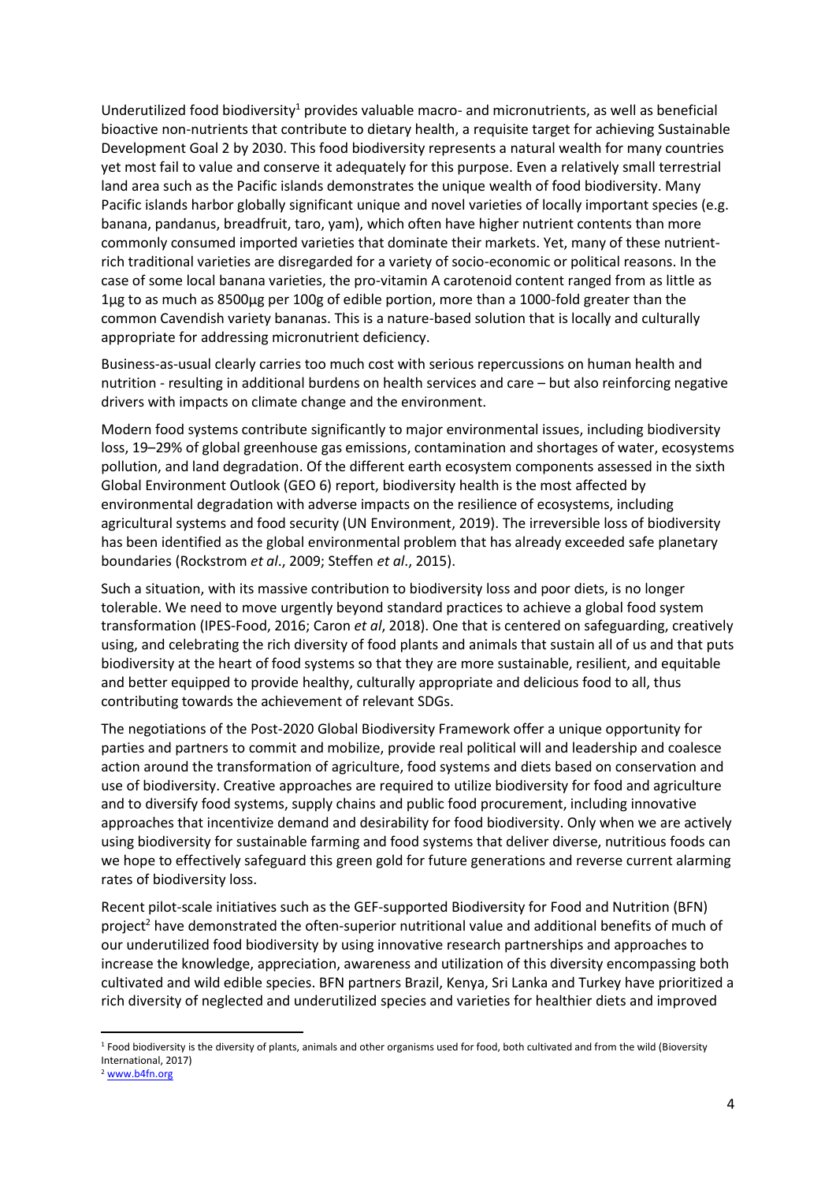Underutilized food biodiversity[1] provides valuable macro- and micronutrients, as well as beneficial bioactive non-nutrients that contribute to dietary health, a requisite target for achieving Sustainable Development Goal 2 by 2030. This food biodiversity represents a natural wealth for many countries yet most fail to value and conserve it adequately for this purpose. Even a relatively small terrestrial land area such as the Pacific islands demonstrates the unique wealth of food biodiversity. Many Pacific islands harbor globally significant unique and novel varieties of locally important species (e.g. banana, pandanus, breadfruit, taro, yam), which often have higher nutrient contents than more commonly consumed imported varieties that dominate their markets. Yet, many of these nutrient-rich traditional varieties are disregarded for a variety of socio-economic or political reasons. In the case of some local banana varieties, the pro-vitamin A carotenoid content ranged from as little as 1µg to as much as 8500µg per 100g of edible portion, more than a 1000-fold greater than the common Cavendish variety bananas. This is a nature-based solution that is locally and culturally appropriate for addressing micronutrient deficiency.

Business-as-usual clearly carries too much cost with serious repercussions on human health and nutrition - resulting in additional burdens on health services and care – but also reinforcing negative drivers with impacts on climate change and the environment.

Modern food systems contribute significantly to major environmental issues, including biodiversity loss, 19–29% of global greenhouse gas emissions, contamination and shortages of water, ecosystems pollution, and land degradation. Of the different earth ecosystem components assessed in the sixth Global Environment Outlook (GEO 6) report, biodiversity health is the most affected by environmental degradation with adverse impacts on the resilience of ecosystems, including agricultural systems and food security (UN Environment, 2019). The irreversible loss of biodiversity has been identified as the global environmental problem that has already exceeded safe planetary boundaries (Rockstrom *et al*., 2009; Steffen *et al*., 2015).

Such a situation, with its massive contribution to biodiversity loss and poor diets, is no longer tolerable. We need to move urgently beyond standard practices to achieve a global food system transformation (IPES-Food, 2016; Caron *et al*, 2018). One that is centered on safeguarding, creatively using, and celebrating the rich diversity of food plants and animals that sustain all of us and that puts biodiversity at the heart of food systems so that they are more sustainable, resilient, and equitable and better equipped to provide healthy, culturally appropriate and delicious food to all, thus contributing towards the achievement of relevant SDGs.

The negotiations of the Post-2020 Global Biodiversity Framework offer a unique opportunity for parties and partners to commit and mobilize, provide real political will and leadership and coalesce action around the transformation of agriculture, food systems and diets based on conservation and use of biodiversity. Creative approaches are required to utilize biodiversity for food and agriculture and to diversify food systems, supply chains and public food procurement, including innovative approaches that incentivize demand and desirability for food biodiversity. Only when we are actively using biodiversity for sustainable farming and food systems that deliver diverse, nutritious foods can we hope to effectively safeguard this green gold for future generations and reverse current alarming rates of biodiversity loss.

Recent pilot-scale initiatives such as the GEF-supported Biodiversity for Food and Nutrition (BFN) project[2] have demonstrated the often-superior nutritional value and additional benefits of much of our underutilized food biodiversity by using innovative research partnerships and approaches to increase the knowledge, appreciation, awareness and utilization of this diversity encompassing both cultivated and wild edible species. BFN partners Brazil, Kenya, Sri Lanka and Turkey have prioritized a rich diversity of neglected and underutilized species and varieties for healthier diets and improved

---

[1] Food biodiversity is the diversity of plants, animals and other organisms used for food, both cultivated and from the wild (Bioversity International, 2017)

[2] www.b4fn.org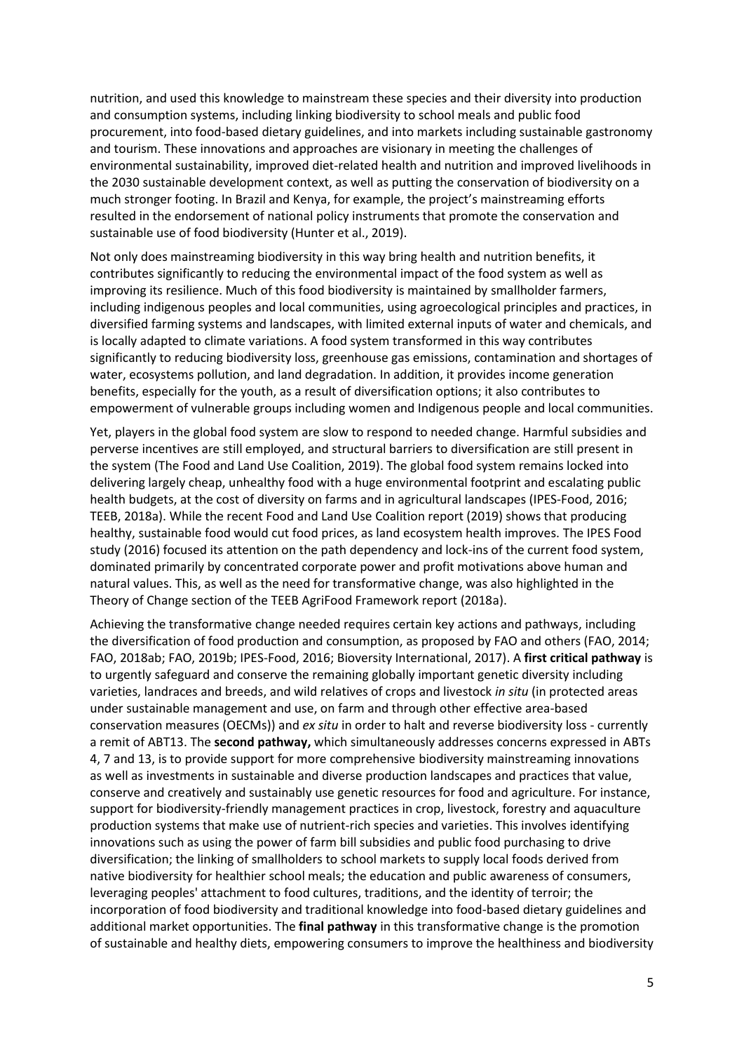nutrition, and used this knowledge to mainstream these species and their diversity into production and consumption systems, including linking biodiversity to school meals and public food procurement, into food-based dietary guidelines, and into markets including sustainable gastronomy and tourism. These innovations and approaches are visionary in meeting the challenges of environmental sustainability, improved diet-related health and nutrition and improved livelihoods in the 2030 sustainable development context, as well as putting the conservation of biodiversity on a much stronger footing. In Brazil and Kenya, for example, the project's mainstreaming efforts resulted in the endorsement of national policy instruments that promote the conservation and sustainable use of food biodiversity (Hunter et al., 2019).

Not only does mainstreaming biodiversity in this way bring health and nutrition benefits, it contributes significantly to reducing the environmental impact of the food system as well as improving its resilience. Much of this food biodiversity is maintained by smallholder farmers, including indigenous peoples and local communities, using agroecological principles and practices, in diversified farming systems and landscapes, with limited external inputs of water and chemicals, and is locally adapted to climate variations. A food system transformed in this way contributes significantly to reducing biodiversity loss, greenhouse gas emissions, contamination and shortages of water, ecosystems pollution, and land degradation. In addition, it provides income generation benefits, especially for the youth, as a result of diversification options; it also contributes to empowerment of vulnerable groups including women and Indigenous people and local communities.

Yet, players in the global food system are slow to respond to needed change. Harmful subsidies and perverse incentives are still employed, and structural barriers to diversification are still present in the system (The Food and Land Use Coalition, 2019). The global food system remains locked into delivering largely cheap, unhealthy food with a huge environmental footprint and escalating public health budgets, at the cost of diversity on farms and in agricultural landscapes (IPES-Food, 2016; TEEB, 2018a). While the recent Food and Land Use Coalition report (2019) shows that producing healthy, sustainable food would cut food prices, as land ecosystem health improves. The IPES Food study (2016) focused its attention on the path dependency and lock-ins of the current food system, dominated primarily by concentrated corporate power and profit motivations above human and natural values. This, as well as the need for transformative change, was also highlighted in the Theory of Change section of the TEEB AgriFood Framework report (2018a).

Achieving the transformative change needed requires certain key actions and pathways, including the diversification of food production and consumption, as proposed by FAO and others (FAO, 2014; FAO, 2018ab; FAO, 2019b; IPES-Food, 2016; Bioversity International, 2017). A **first critical pathway** is to urgently safeguard and conserve the remaining globally important genetic diversity including varieties, landraces and breeds, and wild relatives of crops and livestock *in situ* (in protected areas under sustainable management and use, on farm and through other effective area-based conservation measures (OECMs)) and *ex situ* in order to halt and reverse biodiversity loss - currently a remit of ABT13. The **second pathway,** which simultaneously addresses concerns expressed in ABTs 4, 7 and 13, is to provide support for more comprehensive biodiversity mainstreaming innovations as well as investments in sustainable and diverse production landscapes and practices that value, conserve and creatively and sustainably use genetic resources for food and agriculture. For instance, support for biodiversity-friendly management practices in crop, livestock, forestry and aquaculture production systems that make use of nutrient-rich species and varieties. This involves identifying innovations such as using the power of farm bill subsidies and public food purchasing to drive diversification; the linking of smallholders to school markets to supply local foods derived from native biodiversity for healthier school meals; the education and public awareness of consumers, leveraging peoples' attachment to food cultures, traditions, and the identity of terroir; the incorporation of food biodiversity and traditional knowledge into food-based dietary guidelines and additional market opportunities. The **final pathway** in this transformative change is the promotion of sustainable and healthy diets, empowering consumers to improve the healthiness and biodiversity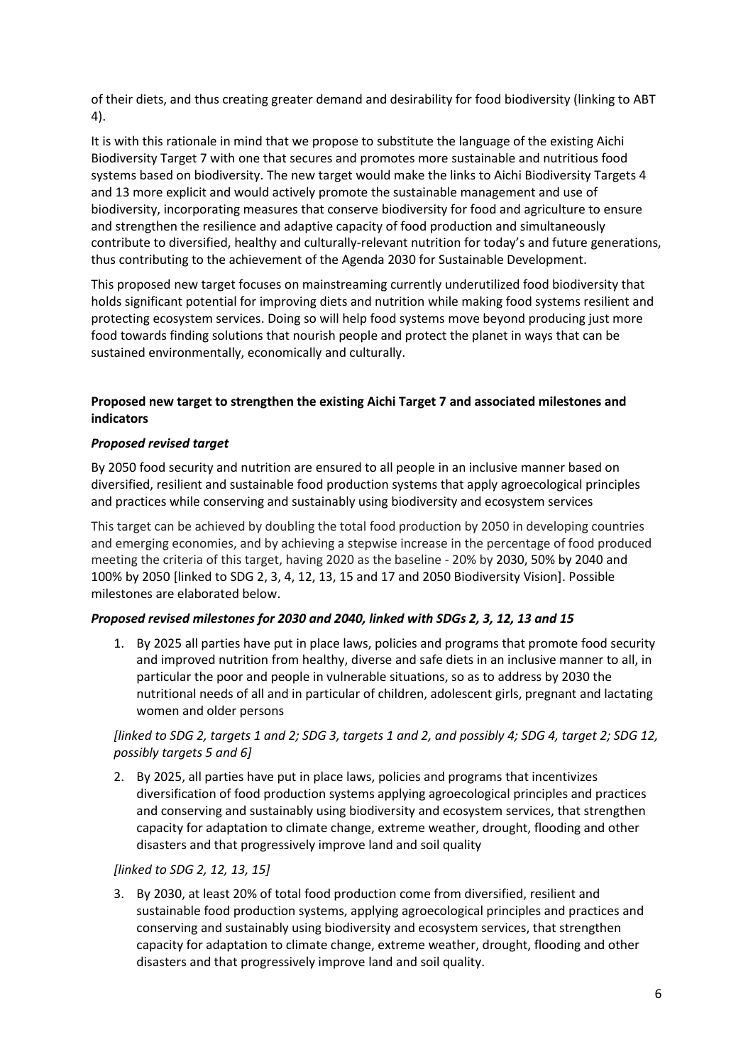of their diets, and thus creating greater demand and desirability for food biodiversity (linking to ABT 4).

It is with this rationale in mind that we propose to substitute the language of the existing Aichi Biodiversity Target 7 with one that secures and promotes more sustainable and nutritious food systems based on biodiversity. The new target would make the links to Aichi Biodiversity Targets 4 and 13 more explicit and would actively promote the sustainable management and use of biodiversity, incorporating measures that conserve biodiversity for food and agriculture to ensure and strengthen the resilience and adaptive capacity of food production and simultaneously contribute to diversified, healthy and culturally-relevant nutrition for today's and future generations, thus contributing to the achievement of the Agenda 2030 for Sustainable Development.

This proposed new target focuses on mainstreaming currently underutilized food biodiversity that holds significant potential for improving diets and nutrition while making food systems resilient and protecting ecosystem services. Doing so will help food systems move beyond producing just more food towards finding solutions that nourish people and protect the planet in ways that can be sustained environmentally, economically and culturally.

**Proposed new target to strengthen the existing Aichi Target 7 and associated milestones and indicators**

***Proposed revised target***

By 2050 food security and nutrition are ensured to all people in an inclusive manner based on diversified, resilient and sustainable food production systems that apply agroecological principles and practices while conserving and sustainably using biodiversity and ecosystem services

This target can be achieved by doubling the total food production by 2050 in developing countries and emerging economies, and by achieving a stepwise increase in the percentage of food produced meeting the criteria of this target, having 2020 as the baseline - 20% by 2030, 50% by 2040 and 100% by 2050 [linked to SDG 2, 3, 4, 12, 13, 15 and 17 and 2050 Biodiversity Vision]. Possible milestones are elaborated below.

***Proposed revised milestones for 2030 and 2040, linked with SDGs 2, 3, 12, 13 and 15***

1. By 2025 all parties have put in place laws, policies and programs that promote food security and improved nutrition from healthy, diverse and safe diets in an inclusive manner to all, in particular the poor and people in vulnerable situations, so as to address by 2030 the nutritional needs of all and in particular of children, adolescent girls, pregnant and lactating women and older persons

*[linked to SDG 2, targets 1 and 2; SDG 3, targets 1 and 2, and possibly 4; SDG 4, target 2; SDG 12, possibly targets 5 and 6]*

2. By 2025, all parties have put in place laws, policies and programs that incentivizes diversification of food production systems applying agroecological principles and practices and conserving and sustainably using biodiversity and ecosystem services, that strengthen capacity for adaptation to climate change, extreme weather, drought, flooding and other disasters and that progressively improve land and soil quality

*[linked to SDG 2, 12, 13, 15]*

3. By 2030, at least 20% of total food production come from diversified, resilient and sustainable food production systems, applying agroecological principles and practices and conserving and sustainably using biodiversity and ecosystem services, that strengthen capacity for adaptation to climate change, extreme weather, drought, flooding and other disasters and that progressively improve land and soil quality.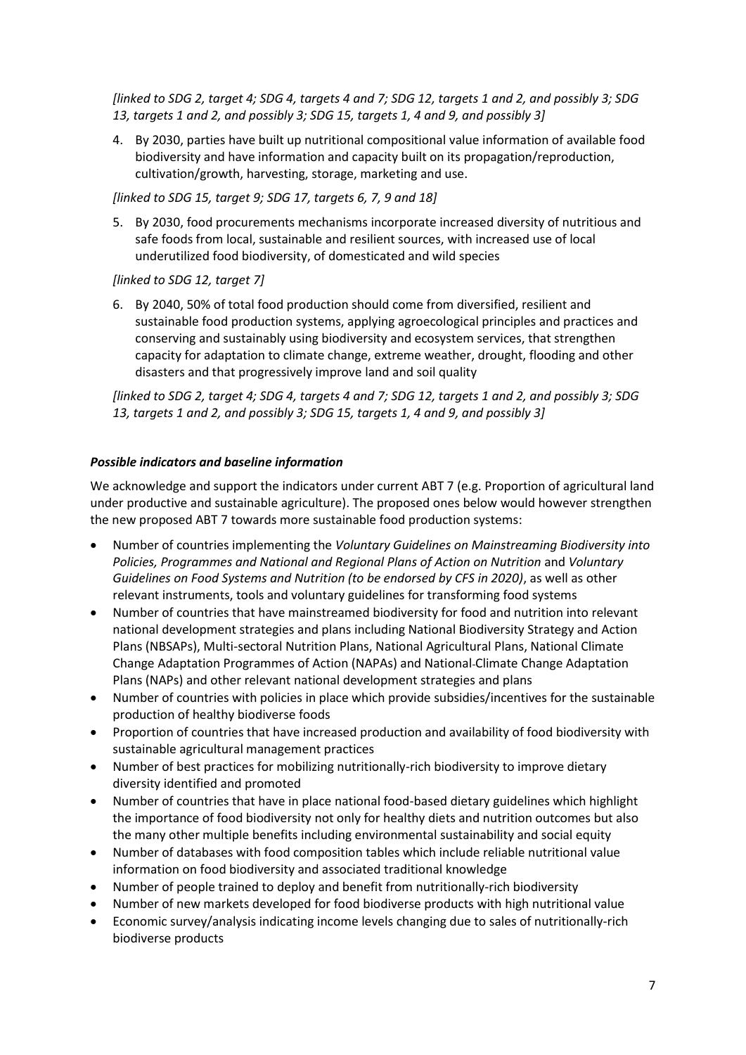*[linked to SDG 2, target 4; SDG 4, targets 4 and 7; SDG 12, targets 1 and 2, and possibly 3; SDG 13, targets 1 and 2, and possibly 3; SDG 15, targets 1, 4 and 9, and possibly 3]*

4. By 2030, parties have built up nutritional compositional value information of available food biodiversity and have information and capacity built on its propagation/reproduction, cultivation/growth, harvesting, storage, marketing and use.

*[linked to SDG 15, target 9; SDG 17, targets 6, 7, 9 and 18]*

5. By 2030, food procurements mechanisms incorporate increased diversity of nutritious and safe foods from local, sustainable and resilient sources, with increased use of local underutilized food biodiversity, of domesticated and wild species

*[linked to SDG 12, target 7]*

6. By 2040, 50% of total food production should come from diversified, resilient and sustainable food production systems, applying agroecological principles and practices and conserving and sustainably using biodiversity and ecosystem services, that strengthen capacity for adaptation to climate change, extreme weather, drought, flooding and other disasters and that progressively improve land and soil quality

*[linked to SDG 2, target 4; SDG 4, targets 4 and 7; SDG 12, targets 1 and 2, and possibly 3; SDG 13, targets 1 and 2, and possibly 3; SDG 15, targets 1, 4 and 9, and possibly 3]*

***Possible indicators and baseline information***

We acknowledge and support the indicators under current ABT 7 (e.g. Proportion of agricultural land under productive and sustainable agriculture). The proposed ones below would however strengthen the new proposed ABT 7 towards more sustainable food production systems:

- Number of countries implementing the *Voluntary Guidelines on Mainstreaming Biodiversity into Policies, Programmes and National and Regional Plans of Action on Nutrition* and *Voluntary Guidelines on Food Systems and Nutrition (to be endorsed by CFS in 2020)*, as well as other relevant instruments, tools and voluntary guidelines for transforming food systems
- Number of countries that have mainstreamed biodiversity for food and nutrition into relevant national development strategies and plans including National Biodiversity Strategy and Action Plans (NBSAPs), Multi-sectoral Nutrition Plans, National Agricultural Plans, National Climate Change Adaptation Programmes of Action (NAPAs) and National Climate Change Adaptation Plans (NAPs) and other relevant national development strategies and plans
- Number of countries with policies in place which provide subsidies/incentives for the sustainable production of healthy biodiverse foods
- Proportion of countries that have increased production and availability of food biodiversity with sustainable agricultural management practices
- Number of best practices for mobilizing nutritionally-rich biodiversity to improve dietary diversity identified and promoted
- Number of countries that have in place national food-based dietary guidelines which highlight the importance of food biodiversity not only for healthy diets and nutrition outcomes but also the many other multiple benefits including environmental sustainability and social equity
- Number of databases with food composition tables which include reliable nutritional value information on food biodiversity and associated traditional knowledge
- Number of people trained to deploy and benefit from nutritionally-rich biodiversity
- Number of new markets developed for food biodiverse products with high nutritional value
- Economic survey/analysis indicating income levels changing due to sales of nutritionally-rich biodiverse products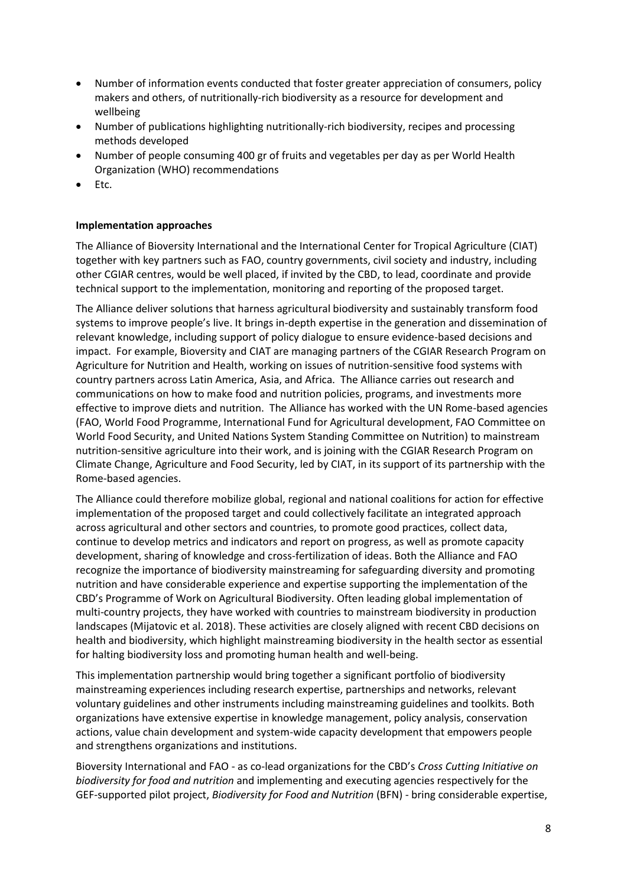- Number of information events conducted that foster greater appreciation of consumers, policy makers and others, of nutritionally-rich biodiversity as a resource for development and wellbeing
- Number of publications highlighting nutritionally-rich biodiversity, recipes and processing methods developed
- Number of people consuming 400 gr of fruits and vegetables per day as per World Health Organization (WHO) recommendations
- Etc.

**Implementation approaches**

The Alliance of Bioversity International and the International Center for Tropical Agriculture (CIAT) together with key partners such as FAO, country governments, civil society and industry, including other CGIAR centres, would be well placed, if invited by the CBD, to lead, coordinate and provide technical support to the implementation, monitoring and reporting of the proposed target.

The Alliance deliver solutions that harness agricultural biodiversity and sustainably transform food systems to improve people's live. It brings in-depth expertise in the generation and dissemination of relevant knowledge, including support of policy dialogue to ensure evidence-based decisions and impact. For example, Bioversity and CIAT are managing partners of the CGIAR Research Program on Agriculture for Nutrition and Health, working on issues of nutrition-sensitive food systems with country partners across Latin America, Asia, and Africa. The Alliance carries out research and communications on how to make food and nutrition policies, programs, and investments more effective to improve diets and nutrition. The Alliance has worked with the UN Rome-based agencies (FAO, World Food Programme, International Fund for Agricultural development, FAO Committee on World Food Security, and United Nations System Standing Committee on Nutrition) to mainstream nutrition-sensitive agriculture into their work, and is joining with the CGIAR Research Program on Climate Change, Agriculture and Food Security, led by CIAT, in its support of its partnership with the Rome-based agencies.

The Alliance could therefore mobilize global, regional and national coalitions for action for effective implementation of the proposed target and could collectively facilitate an integrated approach across agricultural and other sectors and countries, to promote good practices, collect data, continue to develop metrics and indicators and report on progress, as well as promote capacity development, sharing of knowledge and cross-fertilization of ideas. Both the Alliance and FAO recognize the importance of biodiversity mainstreaming for safeguarding diversity and promoting nutrition and have considerable experience and expertise supporting the implementation of the CBD's Programme of Work on Agricultural Biodiversity. Often leading global implementation of multi-country projects, they have worked with countries to mainstream biodiversity in production landscapes (Mijatovic et al. 2018). These activities are closely aligned with recent CBD decisions on health and biodiversity, which highlight mainstreaming biodiversity in the health sector as essential for halting biodiversity loss and promoting human health and well-being.

This implementation partnership would bring together a significant portfolio of biodiversity mainstreaming experiences including research expertise, partnerships and networks, relevant voluntary guidelines and other instruments including mainstreaming guidelines and toolkits. Both organizations have extensive expertise in knowledge management, policy analysis, conservation actions, value chain development and system-wide capacity development that empowers people and strengthens organizations and institutions.

Bioversity International and FAO - as co-lead organizations for the CBD's *Cross Cutting Initiative on biodiversity for food and nutrition* and implementing and executing agencies respectively for the GEF-supported pilot project, *Biodiversity for Food and Nutrition* (BFN) - bring considerable expertise,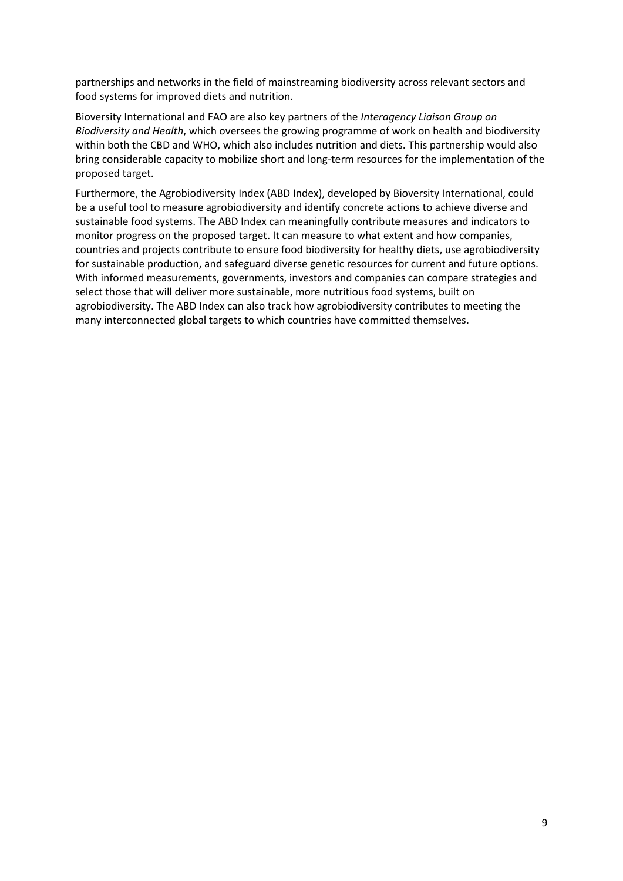partnerships and networks in the field of mainstreaming biodiversity across relevant sectors and food systems for improved diets and nutrition.

Bioversity International and FAO are also key partners of the *Interagency Liaison Group on Biodiversity and Health*, which oversees the growing programme of work on health and biodiversity within both the CBD and WHO, which also includes nutrition and diets. This partnership would also bring considerable capacity to mobilize short and long-term resources for the implementation of the proposed target.

Furthermore, the Agrobiodiversity Index (ABD Index), developed by Bioversity International, could be a useful tool to measure agrobiodiversity and identify concrete actions to achieve diverse and sustainable food systems. The ABD Index can meaningfully contribute measures and indicators to monitor progress on the proposed target. It can measure to what extent and how companies, countries and projects contribute to ensure food biodiversity for healthy diets, use agrobiodiversity for sustainable production, and safeguard diverse genetic resources for current and future options. With informed measurements, governments, investors and companies can compare strategies and select those that will deliver more sustainable, more nutritious food systems, built on agrobiodiversity. The ABD Index can also track how agrobiodiversity contributes to meeting the many interconnected global targets to which countries have committed themselves.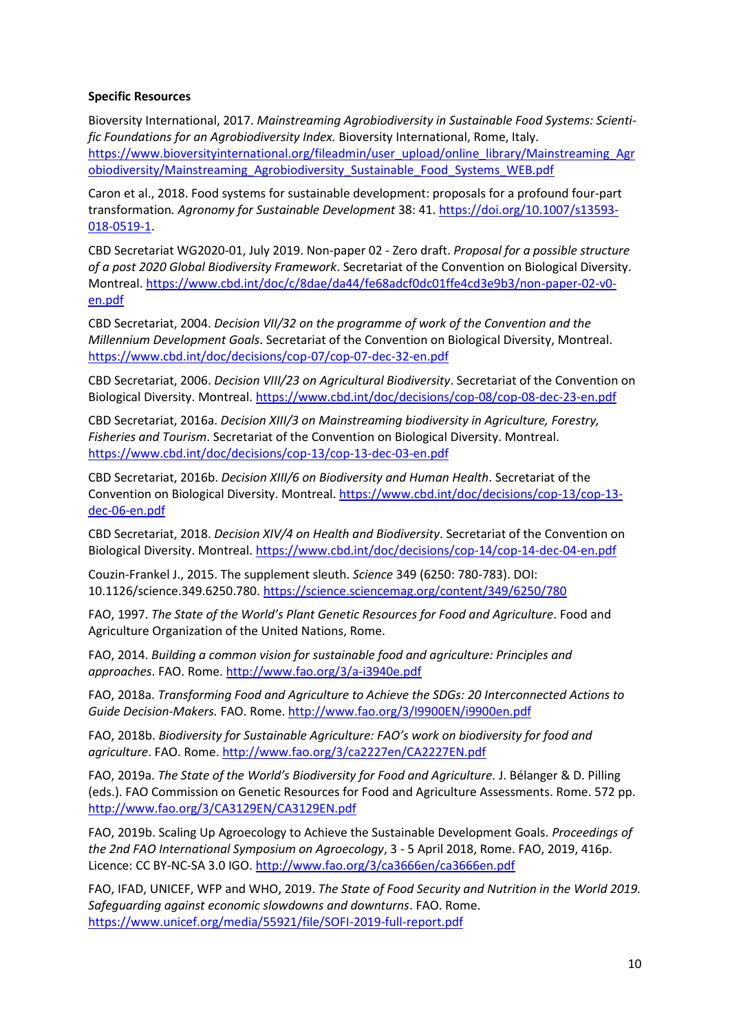**Specific Resources**

Bioversity International, 2017. *Mainstreaming Agrobiodiversity in Sustainable Food Systems: Scientific Foundations for an Agrobiodiversity Index.* Bioversity International, Rome, Italy. https://www.bioversityinternational.org/fileadmin/user_upload/online_library/Mainstreaming_Agrobiodiversity/Mainstreaming_Agrobiodiversity_Sustainable_Food_Systems_WEB.pdf

Caron et al., 2018. Food systems for sustainable development: proposals for a profound four-part transformation*.* *Agronomy for Sustainable Development* 38: 41. https://doi.org/10.1007/s13593-018-0519-1.

CBD Secretariat WG2020-01, July 2019. Non-paper 02 - Zero draft. *Proposal for a possible structure of a post 2020 Global Biodiversity Framework*. Secretariat of the Convention on Biological Diversity. Montreal. https://www.cbd.int/doc/c/8dae/da44/fe68adcf0dc01ffe4cd3e9b3/non-paper-02-v0-en.pdf

CBD Secretariat, 2004. *Decision VII/32 on the programme of work of the Convention and the Millennium Development Goals*. Secretariat of the Convention on Biological Diversity, Montreal. https://www.cbd.int/doc/decisions/cop-07/cop-07-dec-32-en.pdf

CBD Secretariat, 2006. *Decision VIII/23 on Agricultural Biodiversity*. Secretariat of the Convention on Biological Diversity. Montreal. https://www.cbd.int/doc/decisions/cop-08/cop-08-dec-23-en.pdf

CBD Secretariat, 2016a. *Decision XIII/3 on Mainstreaming biodiversity in Agriculture, Forestry, Fisheries and Tourism*. Secretariat of the Convention on Biological Diversity. Montreal. https://www.cbd.int/doc/decisions/cop-13/cop-13-dec-03-en.pdf

CBD Secretariat, 2016b. *Decision XIII/6 on Biodiversity and Human Health*. Secretariat of the Convention on Biological Diversity. Montreal. https://www.cbd.int/doc/decisions/cop-13/cop-13-dec-06-en.pdf

CBD Secretariat, 2018. *Decision XIV/4 on Health and Biodiversity*. Secretariat of the Convention on Biological Diversity. Montreal. https://www.cbd.int/doc/decisions/cop-14/cop-14-dec-04-en.pdf

Couzin-Frankel J., 2015. The supplement sleuth. *Science* 349 (6250: 780-783). DOI: 10.1126/science.349.6250.780. https://science.sciencemag.org/content/349/6250/780

FAO, 1997. *The State of the World's Plant Genetic Resources for Food and Agriculture*. Food and Agriculture Organization of the United Nations, Rome.

FAO, 2014. *Building a common vision for sustainable food and agriculture: Principles and approaches*. FAO. Rome. http://www.fao.org/3/a-i3940e.pdf

FAO, 2018a. *Transforming Food and Agriculture to Achieve the SDGs: 20 Interconnected Actions to Guide Decision-Makers.* FAO. Rome. http://www.fao.org/3/I9900EN/i9900en.pdf

FAO, 2018b. *Biodiversity for Sustainable Agriculture: FAO's work on biodiversity for food and agriculture*. FAO. Rome. http://www.fao.org/3/ca2227en/CA2227EN.pdf

FAO, 2019a. *The State of the World's Biodiversity for Food and Agriculture.* J. Bélanger & D. Pilling (eds.). FAO Commission on Genetic Resources for Food and Agriculture Assessments. Rome. 572 pp. http://www.fao.org/3/CA3129EN/CA3129EN.pdf

FAO, 2019b. Scaling Up Agroecology to Achieve the Sustainable Development Goals. *Proceedings of the 2nd FAO International Symposium on Agroecology*, 3 - 5 April 2018, Rome. FAO, 2019, 416p. Licence: CC BY-NC-SA 3.0 IGO. http://www.fao.org/3/ca3666en/ca3666en.pdf

FAO, IFAD, UNICEF, WFP and WHO, 2019. *The State of Food Security and Nutrition in the World 2019. Safeguarding against economic slowdowns and downturns*. FAO. Rome. https://www.unicef.org/media/55921/file/SOFI-2019-full-report.pdf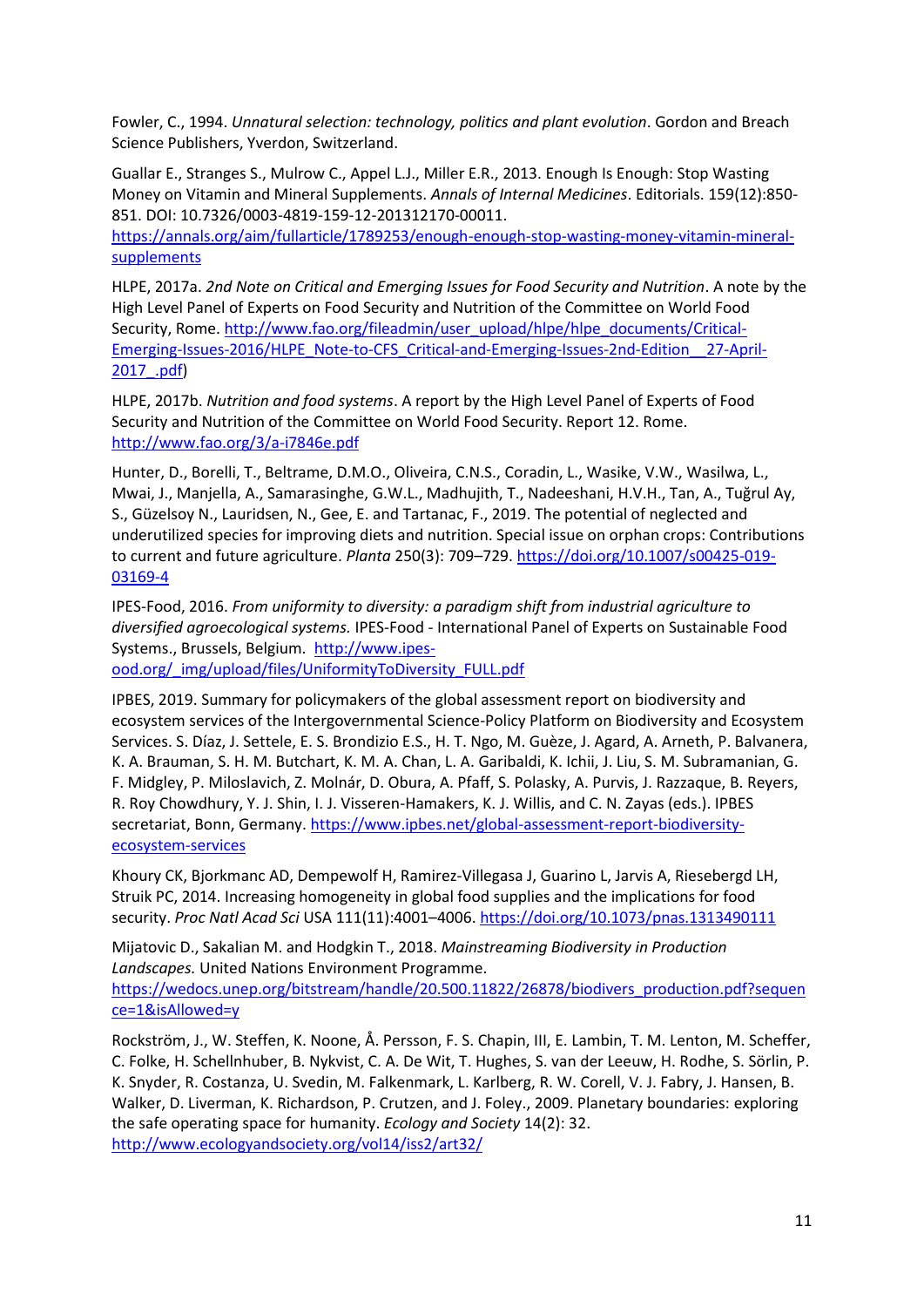Fowler, C., 1994. *Unnatural selection: technology, politics and plant evolution*. Gordon and Breach Science Publishers, Yverdon, Switzerland.

Guallar E., Stranges S., Mulrow C., Appel L.J., Miller E.R., 2013. Enough Is Enough: Stop Wasting Money on Vitamin and Mineral Supplements. *Annals of Internal Medicines*. Editorials. 159(12):850-851. DOI: 10.7326/0003-4819-159-12-201312170-00011. https://annals.org/aim/fullarticle/1789253/enough-enough-stop-wasting-money-vitamin-mineral-supplements

HLPE, 2017a. *2nd Note on Critical and Emerging Issues for Food Security and Nutrition*. A note by the High Level Panel of Experts on Food Security and Nutrition of the Committee on World Food Security, Rome. http://www.fao.org/fileadmin/user_upload/hlpe/hlpe_documents/Critical-Emerging-Issues-2016/HLPE_Note-to-CFS_Critical-and-Emerging-Issues-2nd-Edition__27-April-2017_.pdf)

HLPE, 2017b. *Nutrition and food systems*. A report by the High Level Panel of Experts of Food Security and Nutrition of the Committee on World Food Security. Report 12. Rome. http://www.fao.org/3/a-i7846e.pdf

Hunter, D., Borelli, T., Beltrame, D.M.O., Oliveira, C.N.S., Coradin, L., Wasike, V.W., Wasilwa, L., Mwai, J., Manjella, A., Samarasinghe, G.W.L., Madhujith, T., Nadeeshani, H.V.H., Tan, A., Tuğrul Ay, S., Güzelsoy N., Lauridsen, N., Gee, E. and Tartanac, F., 2019. The potential of neglected and underutilized species for improving diets and nutrition. Special issue on orphan crops: Contributions to current and future agriculture. *Planta* 250(3): 709–729. https://doi.org/10.1007/s00425-019-03169-4

IPES-Food, 2016. *From uniformity to diversity: a paradigm shift from industrial agriculture to diversified agroecological systems.* IPES-Food - International Panel of Experts on Sustainable Food Systems., Brussels, Belgium. http://www.ipes-ood.org/_img/upload/files/UniformityToDiversity_FULL.pdf

IPBES, 2019. Summary for policymakers of the global assessment report on biodiversity and ecosystem services of the Intergovernmental Science-Policy Platform on Biodiversity and Ecosystem Services. S. Díaz, J. Settele, E. S. Brondizio E.S., H. T. Ngo, M. Guèze, J. Agard, A. Arneth, P. Balvanera, K. A. Brauman, S. H. M. Butchart, K. M. A. Chan, L. A. Garibaldi, K. Ichii, J. Liu, S. M. Subramanian, G. F. Midgley, P. Miloslavich, Z. Molnár, D. Obura, A. Pfaff, S. Polasky, A. Purvis, J. Razzaque, B. Reyers, R. Roy Chowdhury, Y. J. Shin, I. J. Visseren-Hamakers, K. J. Willis, and C. N. Zayas (eds.). IPBES secretariat, Bonn, Germany. https://www.ipbes.net/global-assessment-report-biodiversity-ecosystem-services

Khoury CK, Bjorkmanc AD, Dempewolf H, Ramirez-Villegasa J, Guarino L, Jarvis A, Riesebergd LH, Struik PC, 2014. Increasing homogeneity in global food supplies and the implications for food security. *Proc Natl Acad Sci* USA 111(11):4001–4006. https://doi.org/10.1073/pnas.1313490111

Mijatovic D., Sakalian M. and Hodgkin T., 2018. *Mainstreaming Biodiversity in Production Landscapes.* United Nations Environment Programme. https://wedocs.unep.org/bitstream/handle/20.500.11822/26878/biodivers_production.pdf?sequence=1&isAllowed=y

Rockström, J., W. Steffen, K. Noone, Å. Persson, F. S. Chapin, III, E. Lambin, T. M. Lenton, M. Scheffer, C. Folke, H. Schellnhuber, B. Nykvist, C. A. De Wit, T. Hughes, S. van der Leeuw, H. Rodhe, S. Sörlin, P. K. Snyder, R. Costanza, U. Svedin, M. Falkenmark, L. Karlberg, R. W. Corell, V. J. Fabry, J. Hansen, B. Walker, D. Liverman, K. Richardson, P. Crutzen, and J. Foley., 2009. Planetary boundaries: exploring the safe operating space for humanity. *Ecology and Society* 14(2): 32. http://www.ecologyandsociety.org/vol14/iss2/art32/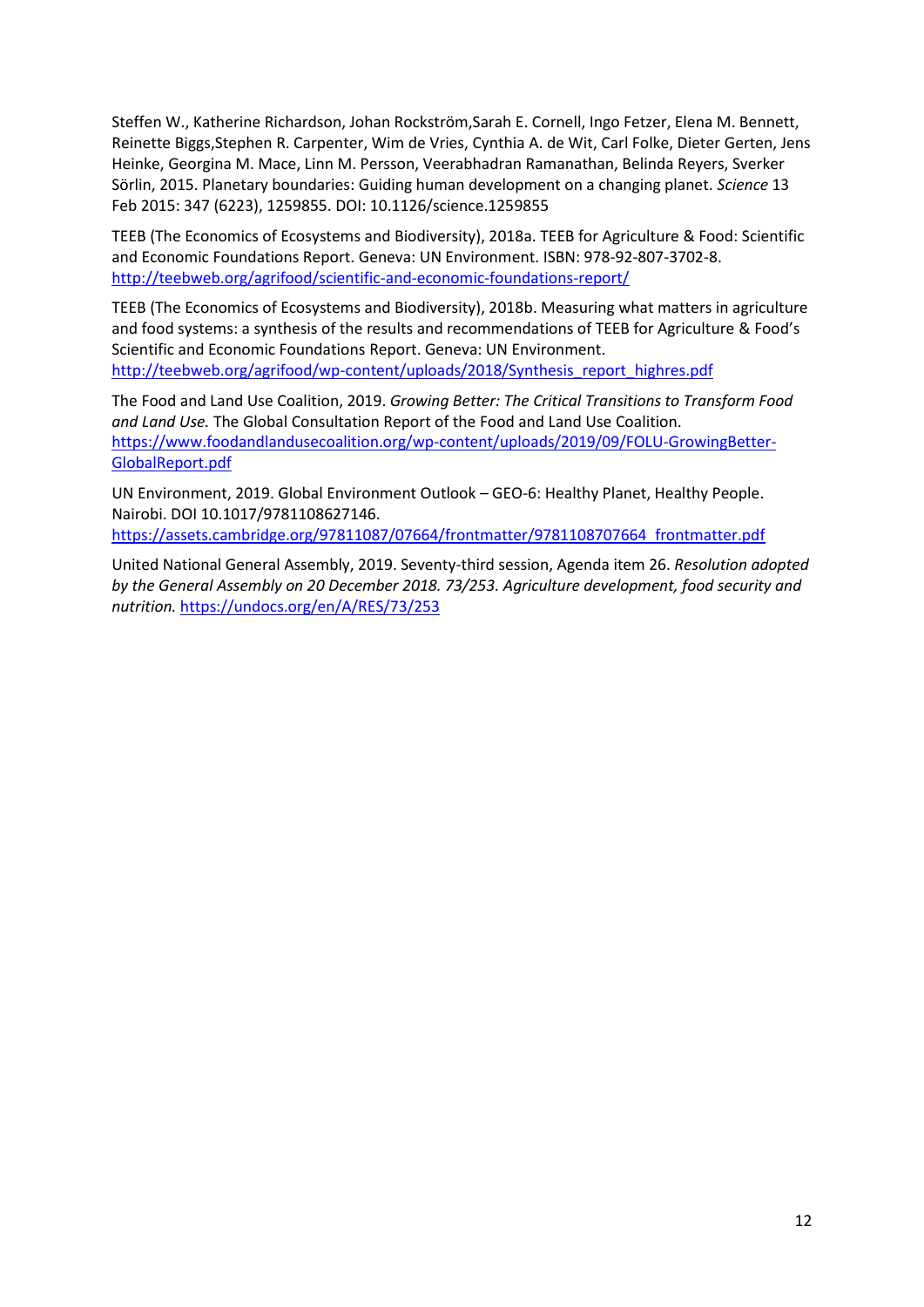Steffen W., Katherine Richardson, Johan Rockström,Sarah E. Cornell, Ingo Fetzer, Elena M. Bennett, Reinette Biggs,Stephen R. Carpenter, Wim de Vries, Cynthia A. de Wit, Carl Folke, Dieter Gerten, Jens Heinke, Georgina M. Mace, Linn M. Persson, Veerabhadran Ramanathan, Belinda Reyers, Sverker Sörlin, 2015. Planetary boundaries: Guiding human development on a changing planet. *Science* 13 Feb 2015: 347 (6223), 1259855. DOI: 10.1126/science.1259855

TEEB (The Economics of Ecosystems and Biodiversity), 2018a. TEEB for Agriculture & Food: Scientific and Economic Foundations Report. Geneva: UN Environment. ISBN: 978-92-807-3702-8. http://teebweb.org/agrifood/scientific-and-economic-foundations-report/

TEEB (The Economics of Ecosystems and Biodiversity), 2018b. Measuring what matters in agriculture and food systems: a synthesis of the results and recommendations of TEEB for Agriculture & Food's Scientific and Economic Foundations Report. Geneva: UN Environment. http://teebweb.org/agrifood/wp-content/uploads/2018/Synthesis_report_highres.pdf

The Food and Land Use Coalition, 2019. *Growing Better: The Critical Transitions to Transform Food and Land Use.* The Global Consultation Report of the Food and Land Use Coalition. https://www.foodandlandusecoalition.org/wp-content/uploads/2019/09/FOLU-GrowingBetter-GlobalReport.pdf

UN Environment, 2019. Global Environment Outlook – GEO-6: Healthy Planet, Healthy People. Nairobi. DOI 10.1017/9781108627146. https://assets.cambridge.org/97811087/07664/frontmatter/9781108707664_frontmatter.pdf

United National General Assembly, 2019. Seventy-third session, Agenda item 26. *Resolution adopted by the General Assembly on 20 December 2018. 73/253. Agriculture development, food security and nutrition.* https://undocs.org/en/A/RES/73/253